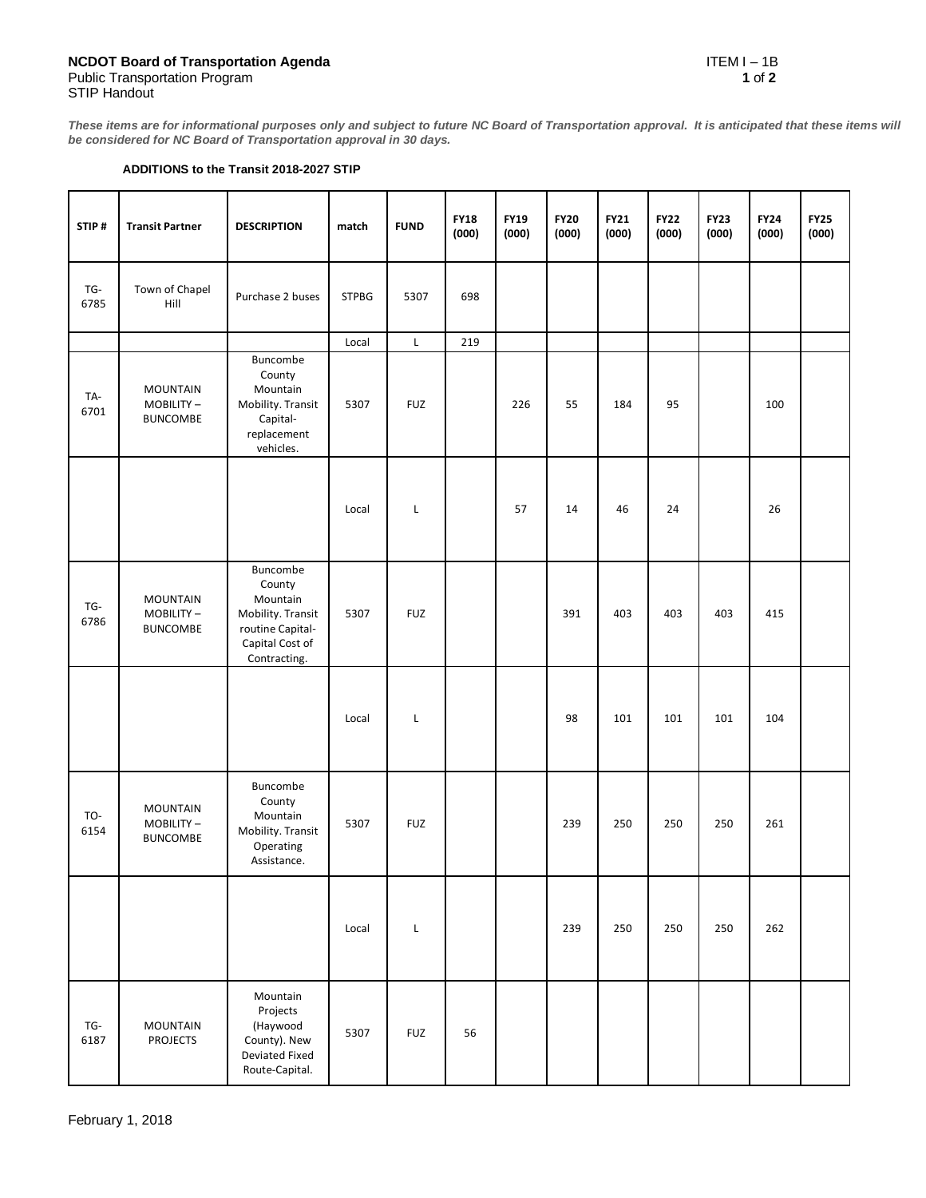**NCDOT Board of Transportation Agenda**
Public Transportation Program
STIP Handout

ITEM I – 1B

***These items are for informational purposes only and subject to future NC Board of Transportation approval. It is anticipated that these items will be considered for NC Board of Transportation approval in 30 days.***

**ADDITIONS to the Transit 2018-2027 STIP**

| STIP # | Transit Partner | DESCRIPTION | match | FUND | FY18 (000) | FY19 (000) | FY20 (000) | FY21 (000) | FY22 (000) | FY23 (000) | FY24 (000) | FY25 (000) |
|---|---|---|---|---|---|---|---|---|---|---|---|---|
| TG-6785 | Town of Chapel Hill | Purchase 2 buses | STPBG | 5307 | 698 | | | | | | | |
| | | | Local | L | 219 | | | | | | | |
| TA-6701 | MOUNTAIN MOBILITY – BUNCOMBE | Buncombe County Mountain Mobility. Transit Capital-replacement vehicles. | 5307 | FUZ | | 226 | 55 | 184 | 95 | | 100 | |
| | | | Local | L | | 57 | 14 | 46 | 24 | | 26 | |
| TG-6786 | MOUNTAIN MOBILITY – BUNCOMBE | Buncombe County Mountain Mobility. Transit routine Capital-Capital Cost of Contracting. | 5307 | FUZ | | | 391 | 403 | 403 | 403 | 415 | |
| | | | Local | L | | | 98 | 101 | 101 | 101 | 104 | |
| TO-6154 | MOUNTAIN MOBILITY – BUNCOMBE | Buncombe County Mountain Mobility. Transit Operating Assistance. | 5307 | FUZ | | | 239 | 250 | 250 | 250 | 261 | |
| | | | Local | L | | | 239 | 250 | 250 | 250 | 262 | |
| TG-6187 | MOUNTAIN PROJECTS | Mountain Projects (Haywood County). New Deviated Fixed Route-Capital. | 5307 | FUZ | 56 | | | | | | | |

February 1, 2018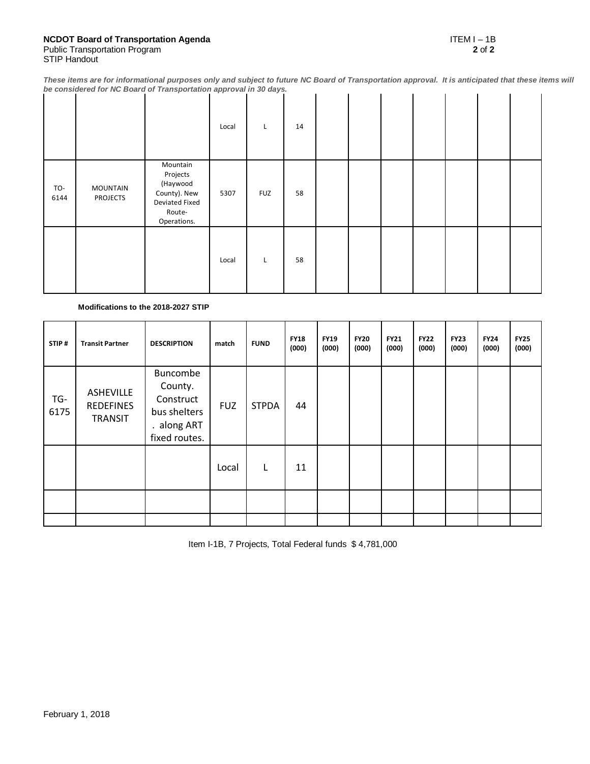*These items are for informational purposes only and subject to future NC Board of Transportation approval. It is anticipated that these items will be considered for NC Board of Transportation approval in 30 days.*

| | | | | | | | | | | | | |
|---|---|---|---|---|---|---|---|---|---|---|---|---|
| | | | Local | L | 14 | | | | | | | |
| TO-6144 | MOUNTAIN PROJECTS | Mountain Projects (Haywood County). New Deviated Fixed Route- Operations. | 5307 | FUZ | 58 | | | | | | | |
| | | | Local | L | 58 | | | | | | | |

**Modifications to the 2018-2027 STIP**

| STIP # | Transit Partner | DESCRIPTION | match | FUND | FY18 (000) | FY19 (000) | FY20 (000) | FY21 (000) | FY22 (000) | FY23 (000) | FY24 (000) | FY25 (000) |
|---|---|---|---|---|---|---|---|---|---|---|---|---|
| TG-6175 | ASHEVILLE REDEFINES TRANSIT | Buncombe County. Construct bus shelters . along ART fixed routes. | FUZ | STPDA | 44 | | | | | | | |
| | | | Local | L | 11 | | | | | | | |
| | | | | | | | | | | | | |
| | | | | | | | | | | | | |

Item I-1B, 7 Projects, Total Federal funds $ 4,781,000

February 1, 2018